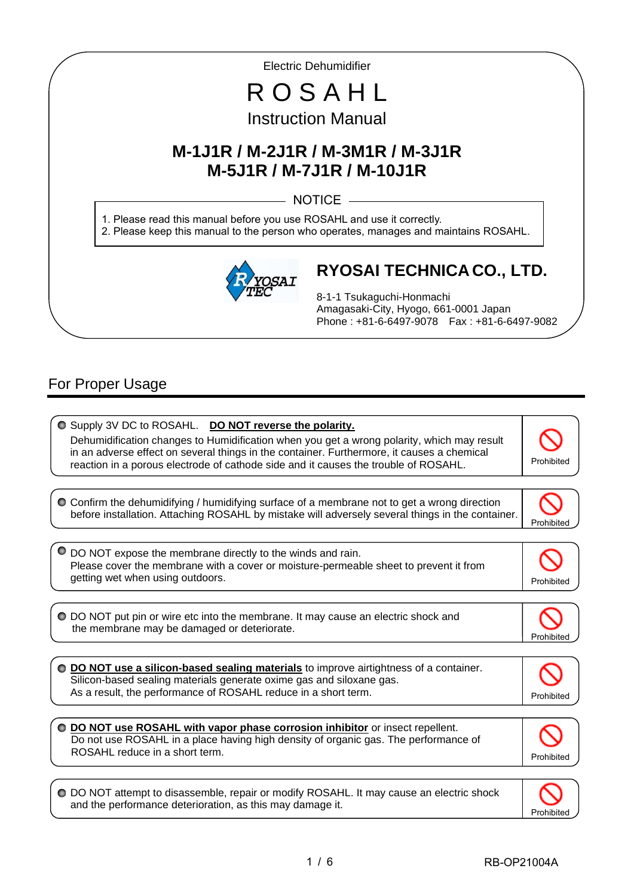Electric Dehumidifier

# R O S A H L

## Instruction Manual

## M-1J1R / M-2J1R / M-3M1R / M-3J1R
## M-5J1R / M-7J1R / M-10J1R

**NOTICE**

1. Please read this manual before you use ROSAHL and use it correctly.
2. Please keep this manual to the person who operates, manages and maintains ROSAHL.

**RYOSAI TECHNICA CO., LTD.**

8-1-1 Tsukaguchi-Honmachi
Amagasaki-City, Hyogo, 661-0001 Japan
Phone : +81-6-6497-9078 Fax : +81-6-6497-9082

## For Proper Usage

- Supply 3V DC to ROSAHL. **DO NOT reverse the polarity.**
  Dehumidification changes to Humidification when you get a wrong polarity, which may result in an adverse effect on several things in the container. Furthermore, it causes a chemical reaction in a porous electrode of cathode side and it causes the trouble of ROSAHL. — Prohibited

- Confirm the dehumidifying / humidifying surface of a membrane not to get a wrong direction before installation. Attaching ROSAHL by mistake will adversely several things in the container. — Prohibited

- DO NOT expose the membrane directly to the winds and rain.
  Please cover the membrane with a cover or moisture-permeable sheet to prevent it from getting wet when using outdoors. — Prohibited

- DO NOT put pin or wire etc into the membrane. It may cause an electric shock and the membrane may be damaged or deteriorate. — Prohibited

- **DO NOT use a silicon-based sealing materials** to improve airtightness of a container.
  Silicon-based sealing materials generate oxime gas and siloxane gas.
  As a result, the performance of ROSAHL reduce in a short term. — Prohibited

- **DO NOT use ROSAHL with vapor phase corrosion inhibitor** or insect repellent.
  Do not use ROSAHL in a place having high density of organic gas. The performance of ROSAHL reduce in a short term. — Prohibited

- DO NOT attempt to disassemble, repair or modify ROSAHL. It may cause an electric shock and the performance deterioration, as this may damage it. — Prohibited

RB-OP21004A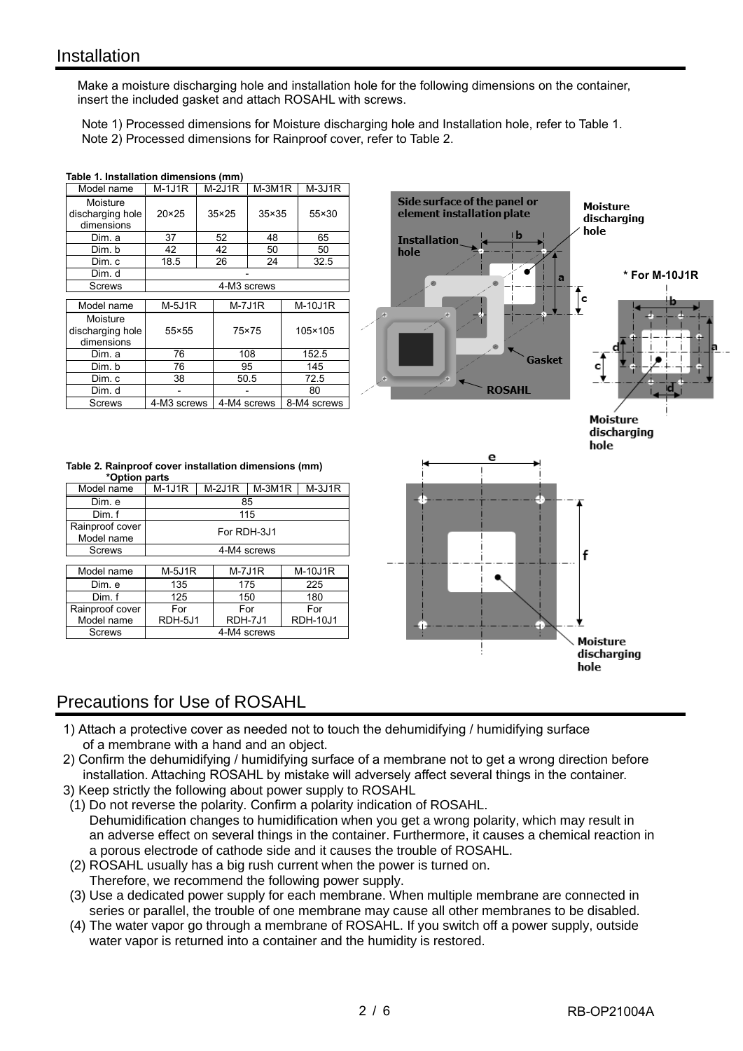## Installation

Make a moisture discharging hole and installation hole for the following dimensions on the container, insert the included gasket and attach ROSAHL with screws.

Note 1) Processed dimensions for Moisture discharging hole and Installation hole, refer to Table 1.
Note 2) Processed dimensions for Rainproof cover, refer to Table 2.

**Table 1. Installation dimensions (mm)**

| Model name | M-1J1R | M-2J1R | M-3M1R | M-3J1R |
|---|---|---|---|---|
| Moisture discharging hole dimensions | 20×25 | 35×25 | 35×35 | 55×30 |
| Dim. a | 37 | 52 | 48 | 65 |
| Dim. b | 42 | 42 | 50 | 50 |
| Dim. c | 18.5 | 26 | 24 | 32.5 |
| Dim. d | - | | | |
| Screws | 4-M3 screws | | | |

| Model name | M-5J1R | M-7J1R | M-10J1R |
|---|---|---|---|
| Moisture discharging hole dimensions | 55×55 | 75×75 | 105×105 |
| Dim. a | 76 | 108 | 152.5 |
| Dim. b | 76 | 95 | 145 |
| Dim. c | 38 | 50.5 | 72.5 |
| Dim. d | - | - | 80 |
| Screws | 4-M3 screws | 4-M4 screws | 8-M4 screws |

Side surface of the panel or element installation plate

Installation hole

Moisture discharging hole

Gasket

ROSAHL

* For M-10J1R

Moisture discharging hole

**Table 2. Rainproof cover installation dimensions (mm)**
**\*Option parts**

| Model name | M-1J1R | M-2J1R | M-3M1R | M-3J1R |
|---|---|---|---|---|
| Dim. e | 85 | | | |
| Dim. f | 115 | | | |
| Rainproof cover Model name | For RDH-3J1 | | | |
| Screws | 4-M4 screws | | | |

| Model name | M-5J1R | M-7J1R | M-10J1R |
|---|---|---|---|
| Dim. e | 135 | 175 | 225 |
| Dim. f | 125 | 150 | 180 |
| Rainproof cover Model name | For RDH-5J1 | For RDH-7J1 | For RDH-10J1 |
| Screws | 4-M4 screws | | |

Moisture discharging hole

## Precautions for Use of ROSAHL

1) Attach a protective cover as needed not to touch the dehumidifying / humidifying surface of a membrane with a hand and an object.
2) Confirm the dehumidifying / humidifying surface of a membrane not to get a wrong direction before installation. Attaching ROSAHL by mistake will adversely affect several things in the container.
3) Keep strictly the following about power supply to ROSAHL
   (1) Do not reverse the polarity. Confirm a polarity indication of ROSAHL.
   Dehumidification changes to humidification when you get a wrong polarity, which may result in an adverse effect on several things in the container. Furthermore, it causes a chemical reaction in a porous electrode of cathode side and it causes the trouble of ROSAHL.
   (2) ROSAHL usually has a big rush current when the power is turned on.
   Therefore, we recommend the following power supply.
   (3) Use a dedicated power supply for each membrane. When multiple membrane are connected in series or parallel, the trouble of one membrane may cause all other membranes to be disabled.
   (4) The water vapor go through a membrane of ROSAHL. If you switch off a power supply, outside water vapor is returned into a container and the humidity is restored.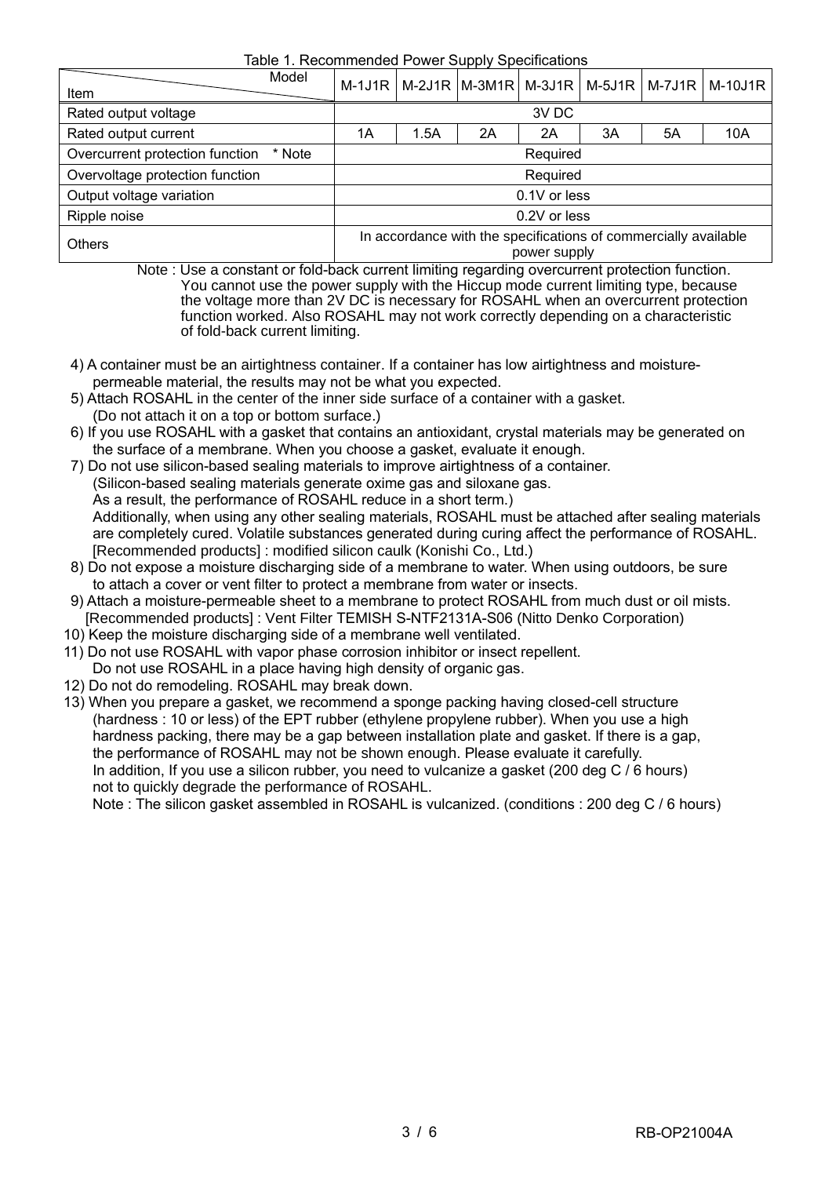Table 1. Recommended Power Supply Specifications

| Item \ Model | M-1J1R | M-2J1R | M-3M1R | M-3J1R | M-5J1R | M-7J1R | M-10J1R |
|---|---|---|---|---|---|---|---|
| Rated output voltage | 3V DC | | | | | | |
| Rated output current | 1A | 1.5A | 2A | 2A | 3A | 5A | 10A |
| Overcurrent protection function * Note | Required | | | | | | |
| Overvoltage protection function | Required | | | | | | |
| Output voltage variation | 0.1V or less | | | | | | |
| Ripple noise | 0.2V or less | | | | | | |
| Others | In accordance with the specifications of commercially available power supply | | | | | | |

Note : Use a constant or fold-back current limiting regarding overcurrent protection function. You cannot use the power supply with the Hiccup mode current limiting type, because the voltage more than 2V DC is necessary for ROSAHL when an overcurrent protection function worked. Also ROSAHL may not work correctly depending on a characteristic of fold-back current limiting.

4) A container must be an airtightness container. If a container has low airtightness and moisture-permeable material, the results may not be what you expected.
5) Attach ROSAHL in the center of the inner side surface of a container with a gasket. (Do not attach it on a top or bottom surface.)
6) If you use ROSAHL with a gasket that contains an antioxidant, crystal materials may be generated on the surface of a membrane. When you choose a gasket, evaluate it enough.
7) Do not use silicon-based sealing materials to improve airtightness of a container. (Silicon-based sealing materials generate oxime gas and siloxane gas. As a result, the performance of ROSAHL reduce in a short term.) Additionally, when using any other sealing materials, ROSAHL must be attached after sealing materials are completely cured. Volatile substances generated during curing affect the performance of ROSAHL. [Recommended products] : modified silicon caulk (Konishi Co., Ltd.)
8) Do not expose a moisture discharging side of a membrane to water. When using outdoors, be sure to attach a cover or vent filter to protect a membrane from water or insects.
9) Attach a moisture-permeable sheet to a membrane to protect ROSAHL from much dust or oil mists. [Recommended products] : Vent Filter TEMISH S-NTF2131A-S06 (Nitto Denko Corporation)
10) Keep the moisture discharging side of a membrane well ventilated.
11) Do not use ROSAHL with vapor phase corrosion inhibitor or insect repellent. Do not use ROSAHL in a place having high density of organic gas.
12) Do not do remodeling. ROSAHL may break down.
13) When you prepare a gasket, we recommend a sponge packing having closed-cell structure (hardness : 10 or less) of the EPT rubber (ethylene propylene rubber). When you use a high hardness packing, there may be a gap between installation plate and gasket. If there is a gap, the performance of ROSAHL may not be shown enough. Please evaluate it carefully. In addition, If you use a silicon rubber, you need to vulcanize a gasket (200 deg C / 6 hours) not to quickly degrade the performance of ROSAHL.
Note : The silicon gasket assembled in ROSAHL is vulcanized. (conditions : 200 deg C / 6 hours)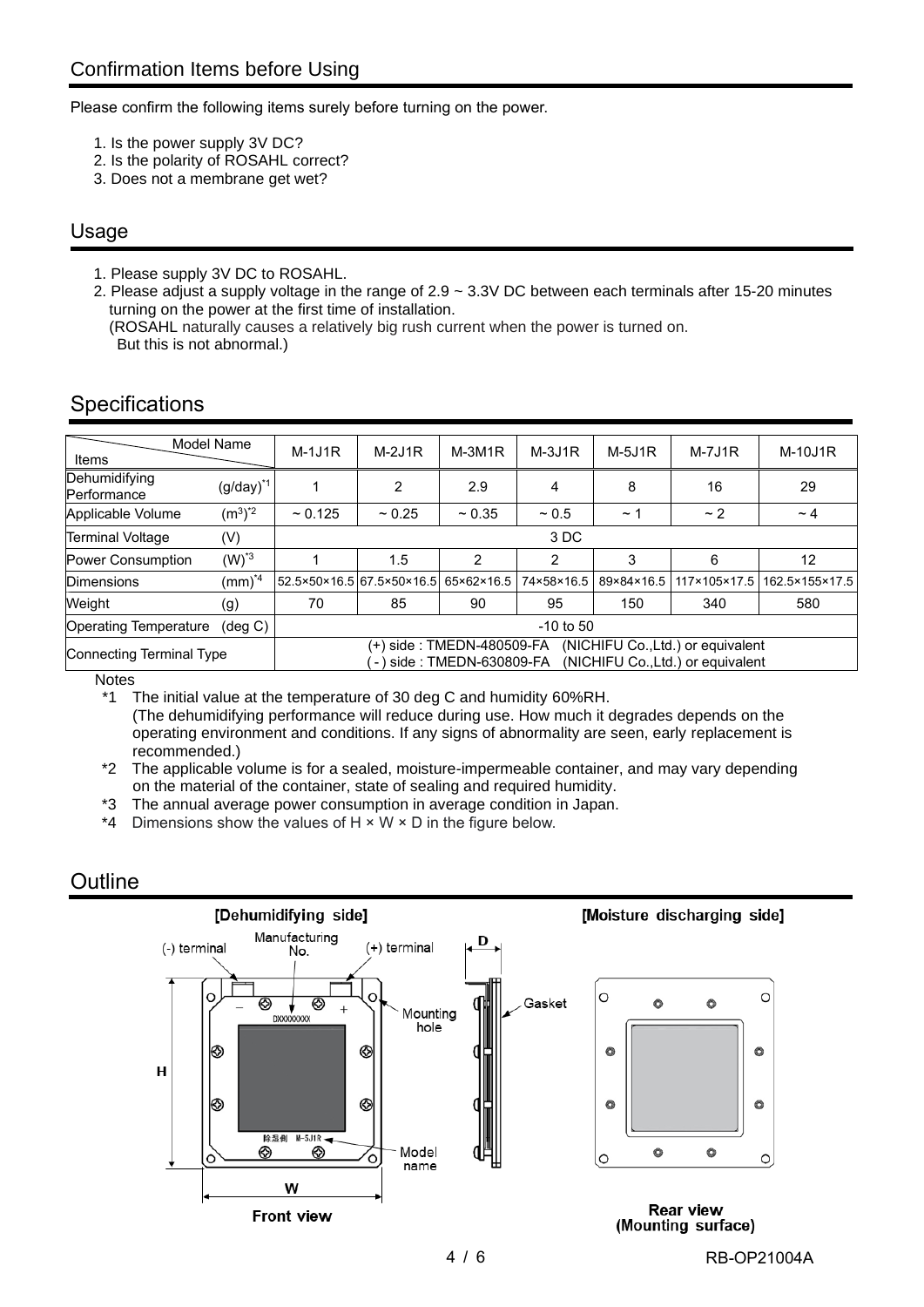## Confirmation Items before Using

Please confirm the following items surely before turning on the power.

1. Is the power supply 3V DC?
2. Is the polarity of ROSAHL correct?
3. Does not a membrane get wet?

## Usage

1. Please supply 3V DC to ROSAHL.
2. Please adjust a supply voltage in the range of 2.9 ~ 3.3V DC between each terminals after 15-20 minutes turning on the power at the first time of installation.
   (ROSAHL naturally causes a relatively big rush current when the power is turned on.
   But this is not abnormal.)

## Specifications

| Items \ Model Name | | M-1J1R | M-2J1R | M-3M1R | M-3J1R | M-5J1R | M-7J1R | M-10J1R |
|---|---|---|---|---|---|---|---|---|
| Dehumidifying Performance | (g/day)*1 | 1 | 2 | 2.9 | 4 | 8 | 16 | 29 |
| Applicable Volume | $(m^3)$*2 | ~ 0.125 | ~ 0.25 | ~ 0.35 | ~ 0.5 | ~ 1 | ~ 2 | ~ 4 |
| Terminal Voltage | (V) | 3 DC | | | | | | |
| Power Consumption | (W)*3 | 1 | 1.5 | 2 | 2 | 3 | 6 | 12 |
| Dimensions | (mm)*4 | 52.5×50×16.5 | 67.5×50×16.5 | 65×62×16.5 | 74×58×16.5 | 89×84×16.5 | 117×105×17.5 | 162.5×155×17.5 |
| Weight | (g) | 70 | 85 | 90 | 95 | 150 | 340 | 580 |
| Operating Temperature | (deg C) | -10 to 50 | | | | | | |
| Connecting Terminal Type | | (+) side : TMEDN-480509-FA (NICHIFU Co.,Ltd.) or equivalent<br>( - ) side : TMEDN-630809-FA (NICHIFU Co.,Ltd.) or equivalent | | | | | | |

Notes

*1 The initial value at the temperature of 30 deg C and humidity 60%RH.
(The dehumidifying performance will reduce during use. How much it degrades depends on the operating environment and conditions. If any signs of abnormality are seen, early replacement is recommended.)

*2 The applicable volume is for a sealed, moisture-impermeable container, and may vary depending on the material of the container, state of sealing and required humidity.

*3 The annual average power consumption in average condition in Japan.

*4 Dimensions show the values of H × W × D in the figure below.

## Outline

[Dehumidifying side]

(-) terminal Manufacturing No. (+) terminal D

Mounting hole Gasket

H

DXXXXXXXX

除湿側 M-5J1R Model name

W

Front view

[Moisture discharging side]

Rear view (Mounting surface)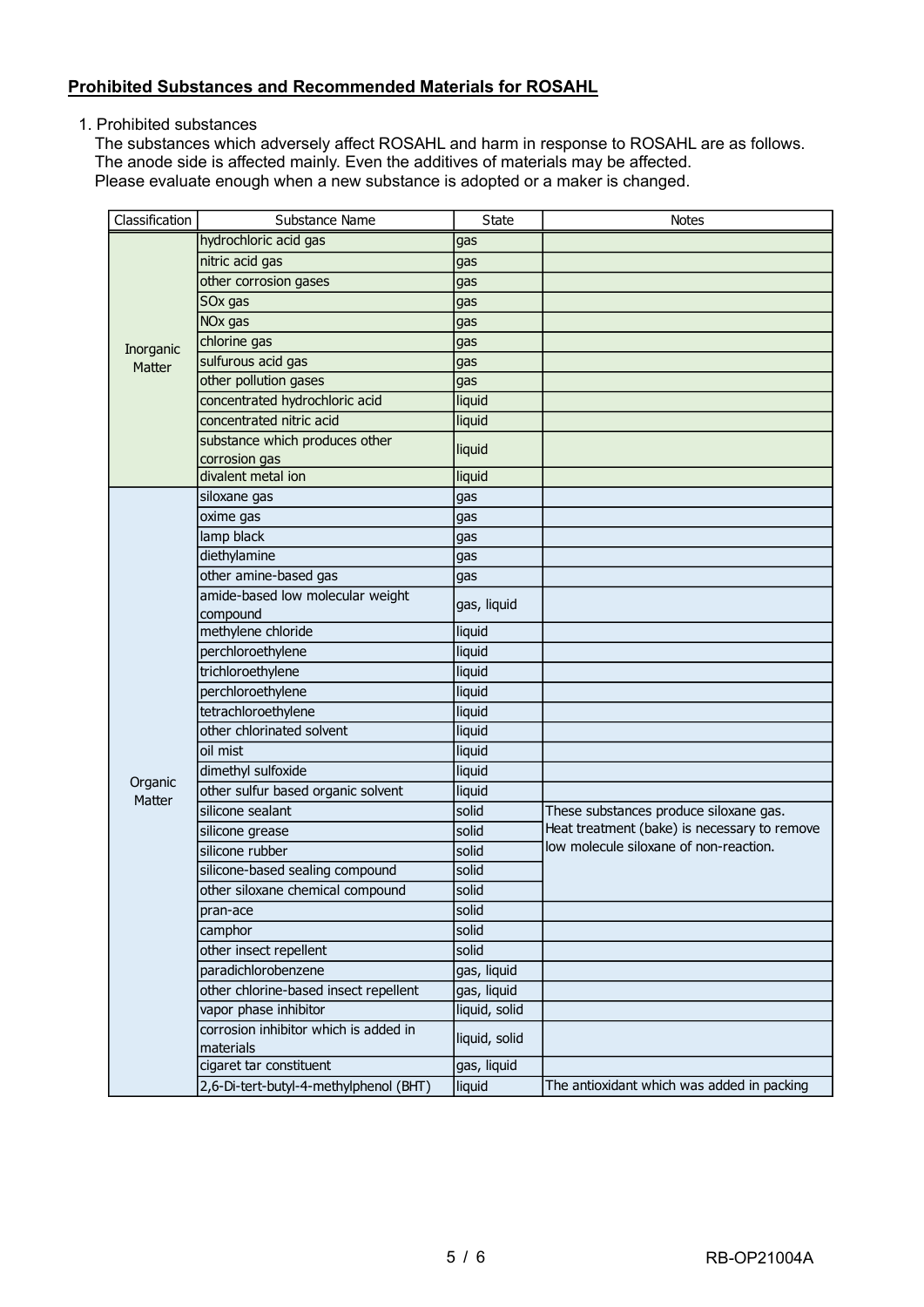**Prohibited Substances and Recommended Materials for ROSAHL**

1. Prohibited substances

The substances which adversely affect ROSAHL and harm in response to ROSAHL are as follows.
The anode side is affected mainly. Even the additives of materials may be affected.
Please evaluate enough when a new substance is adopted or a maker is changed.

| Classification | Substance Name | State | Notes |
|---|---|---|---|
| Inorganic Matter | hydrochloric acid gas | gas | |
| | nitric acid gas | gas | |
| | other corrosion gases | gas | |
| | SOx gas | gas | |
| | NOx gas | gas | |
| | chlorine gas | gas | |
| | sulfurous acid gas | gas | |
| | other pollution gases | gas | |
| | concentrated hydrochloric acid | liquid | |
| | concentrated nitric acid | liquid | |
| | substance which produces other corrosion gas | liquid | |
| | divalent metal ion | liquid | |
| Organic Matter | siloxane gas | gas | |
| | oxime gas | gas | |
| | lamp black | gas | |
| | diethylamine | gas | |
| | other amine-based gas | gas | |
| | amide-based low molecular weight compound | gas, liquid | |
| | methylene chloride | liquid | |
| | perchloroethylene | liquid | |
| | trichloroethylene | liquid | |
| | perchloroethylene | liquid | |
| | tetrachloroethylene | liquid | |
| | other chlorinated solvent | liquid | |
| | oil mist | liquid | |
| | dimethyl sulfoxide | liquid | |
| | other sulfur based organic solvent | liquid | |
| | silicone sealant | solid | These substances produce siloxane gas. Heat treatment (bake) is necessary to remove low molecule siloxane of non-reaction. |
| | silicone grease | solid | |
| | silicone rubber | solid | |
| | silicone-based sealing compound | solid | |
| | other siloxane chemical compound | solid | |
| | pran-ace | solid | |
| | camphor | solid | |
| | other insect repellent | solid | |
| | paradichlorobenzene | gas, liquid | |
| | other chlorine-based insect repellent | gas, liquid | |
| | vapor phase inhibitor | liquid, solid | |
| | corrosion inhibitor which is added in materials | liquid, solid | |
| | cigaret tar constituent | gas, liquid | |
| | 2,6-Di-tert-butyl-4-methylphenol (BHT) | liquid | The antioxidant which was added in packing |

RB-OP21004A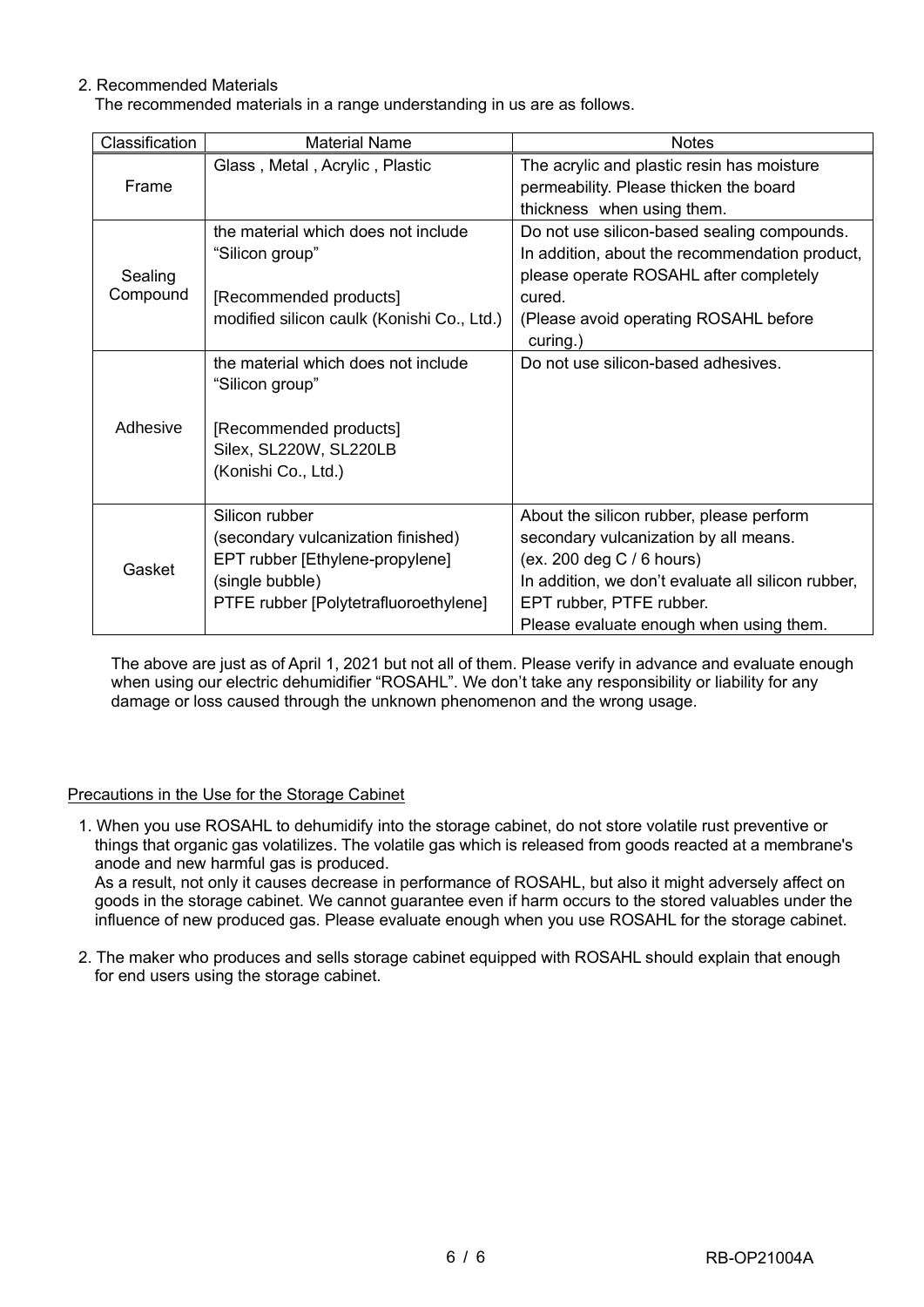2. Recommended Materials

The recommended materials in a range understanding in us are as follows.

| Classification | Material Name | Notes |
|---|---|---|
| Frame | Glass , Metal , Acrylic , Plastic | The acrylic and plastic resin has moisture permeability. Please thicken the board thickness when using them. |
| Sealing Compound | the material which does not include “Silicon group”<br><br>[Recommended products]<br>modified silicon caulk (Konishi Co., Ltd.) | Do not use silicon-based sealing compounds.<br>In addition, about the recommendation product, please operate ROSAHL after completely cured.<br>(Please avoid operating ROSAHL before curing.) |
| Adhesive | the material which does not include “Silicon group”<br><br>[Recommended products]<br>Silex, SL220W, SL220LB<br>(Konishi Co., Ltd.) | Do not use silicon-based adhesives. |
| Gasket | Silicon rubber<br>(secondary vulcanization finished)<br>EPT rubber [Ethylene-propylene]<br>(single bubble)<br>PTFE rubber [Polytetrafluoroethylene] | About the silicon rubber, please perform secondary vulcanization by all means.<br>(ex. 200 deg C / 6 hours)<br>In addition, we don’t evaluate all silicon rubber, EPT rubber, PTFE rubber.<br>Please evaluate enough when using them. |

The above are just as of April 1, 2021 but not all of them. Please verify in advance and evaluate enough when using our electric dehumidifier “ROSAHL”. We don’t take any responsibility or liability for any damage or loss caused through the unknown phenomenon and the wrong usage.

## Precautions in the Use for the Storage Cabinet

1. When you use ROSAHL to dehumidify into the storage cabinet, do not store volatile rust preventive or things that organic gas volatilizes. The volatile gas which is released from goods reacted at a membrane's anode and new harmful gas is produced.
   As a result, not only it causes decrease in performance of ROSAHL, but also it might adversely affect on goods in the storage cabinet. We cannot guarantee even if harm occurs to the stored valuables under the influence of new produced gas. Please evaluate enough when you use ROSAHL for the storage cabinet.

2. The maker who produces and sells storage cabinet equipped with ROSAHL should explain that enough for end users using the storage cabinet.

RB-OP21004A